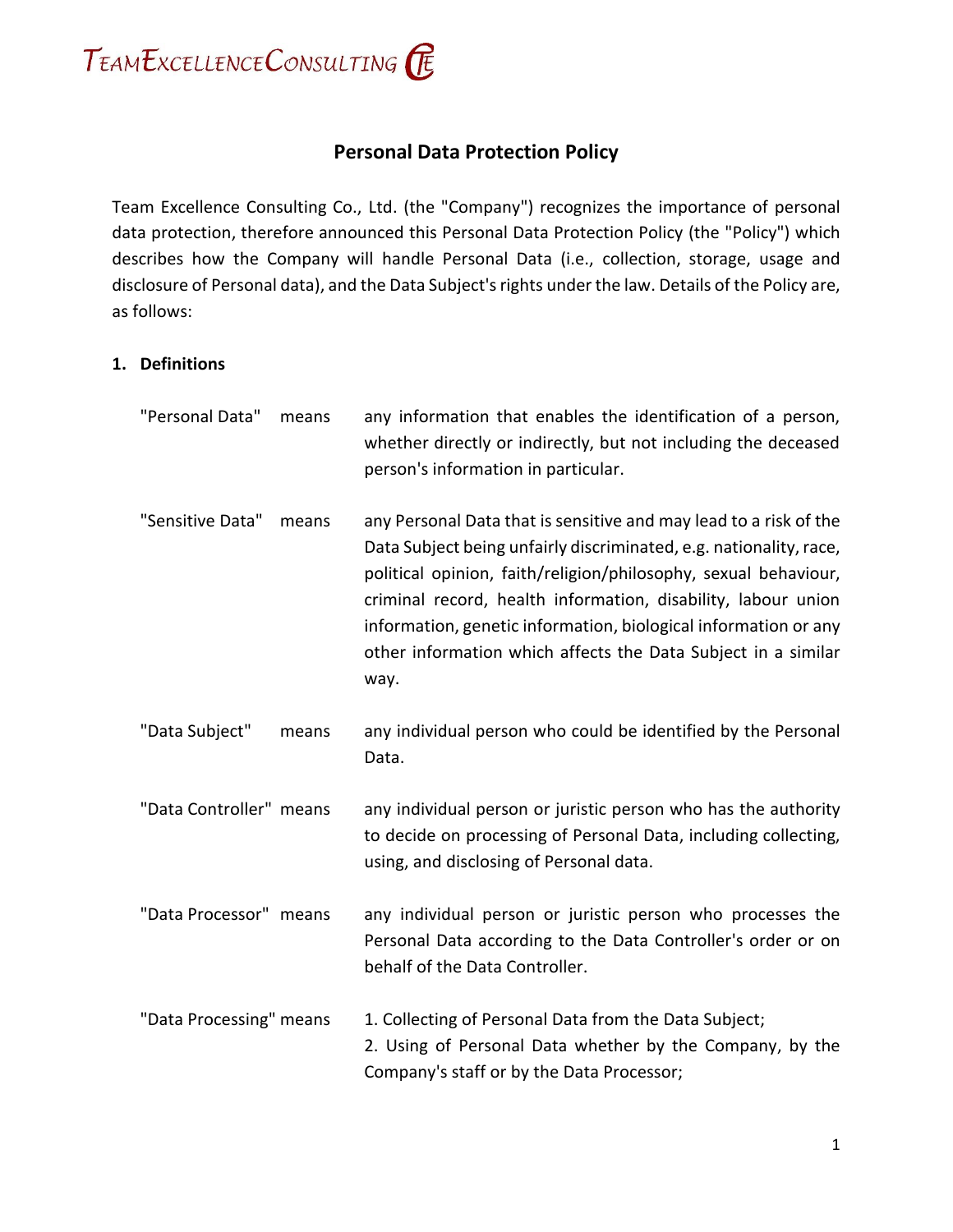TeamExcellenceConsulting

# Personal Data Protection Policy

Team Excellence Consulting Co., Ltd. (the "Company") recognizes the importance of personal data protection, therefore announced this Personal Data Protection Policy (the "Policy") which describes how the Company will handle Personal Data (i.e., collection, storage, usage and disclosure of Personal data), and the Data Subject's rights under the law. Details of the Policy are, as follows:

## 1. Definitions

| | | |
|---|---|---|
| "Personal Data" | means | any information that enables the identification of a person, whether directly or indirectly, but not including the deceased person's information in particular. |
| "Sensitive Data" | means | any Personal Data that is sensitive and may lead to a risk of the Data Subject being unfairly discriminated, e.g. nationality, race, political opinion, faith/religion/philosophy, sexual behaviour, criminal record, health information, disability, labour union information, genetic information, biological information or any other information which affects the Data Subject in a similar way. |
| "Data Subject" | means | any individual person who could be identified by the Personal Data. |
| "Data Controller" | means | any individual person or juristic person who has the authority to decide on processing of Personal Data, including collecting, using, and disclosing of Personal data. |
| "Data Processor" | means | any individual person or juristic person who processes the Personal Data according to the Data Controller's order or on behalf of the Data Controller. |
| "Data Processing" | means | 1. Collecting of Personal Data from the Data Subject;<br>2. Using of Personal Data whether by the Company, by the Company's staff or by the Data Processor; |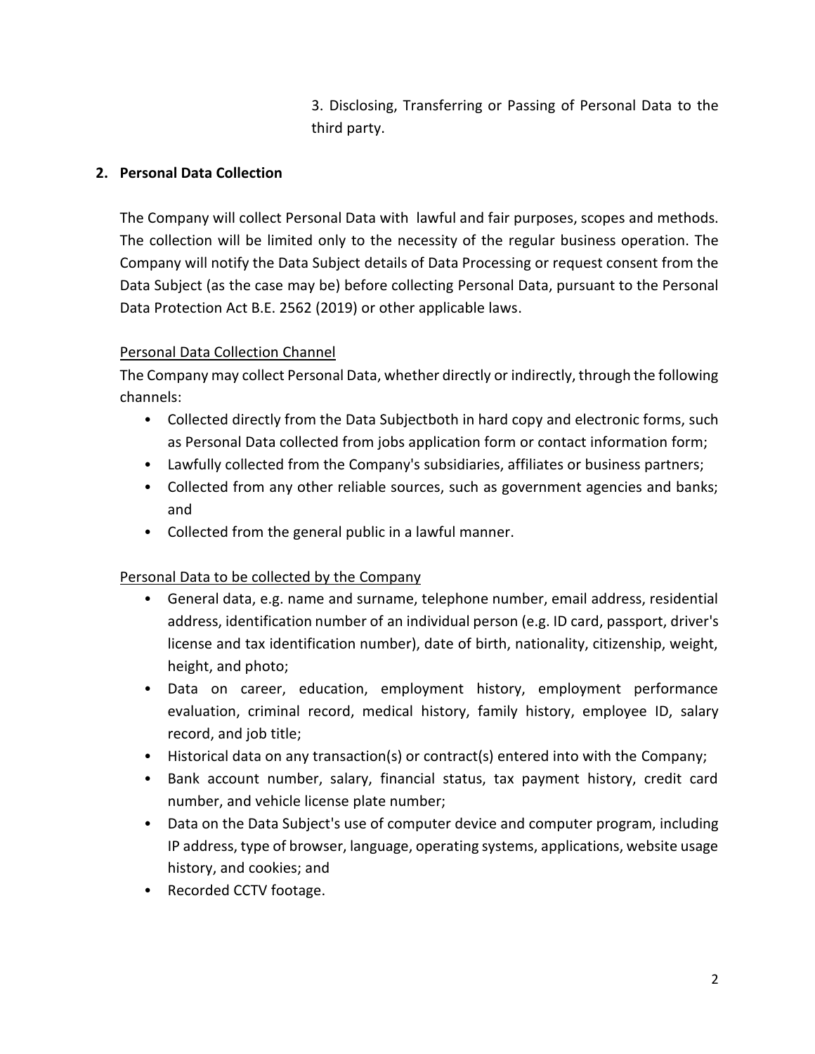3. Disclosing, Transferring or Passing of Personal Data to the third party.

## 2. Personal Data Collection

The Company will collect Personal Data with lawful and fair purposes, scopes and methods. The collection will be limited only to the necessity of the regular business operation. The Company will notify the Data Subject details of Data Processing or request consent from the Data Subject (as the case may be) before collecting Personal Data, pursuant to the Personal Data Protection Act B.E. 2562 (2019) or other applicable laws.

Personal Data Collection Channel

The Company may collect Personal Data, whether directly or indirectly, through the following channels:

- Collected directly from the Data Subjectboth in hard copy and electronic forms, such as Personal Data collected from jobs application form or contact information form;
- Lawfully collected from the Company's subsidiaries, affiliates or business partners;
- Collected from any other reliable sources, such as government agencies and banks; and
- Collected from the general public in a lawful manner.

Personal Data to be collected by the Company

- General data, e.g. name and surname, telephone number, email address, residential address, identification number of an individual person (e.g. ID card, passport, driver's license and tax identification number), date of birth, nationality, citizenship, weight, height, and photo;
- Data on career, education, employment history, employment performance evaluation, criminal record, medical history, family history, employee ID, salary record, and job title;
- Historical data on any transaction(s) or contract(s) entered into with the Company;
- Bank account number, salary, financial status, tax payment history, credit card number, and vehicle license plate number;
- Data on the Data Subject's use of computer device and computer program, including IP address, type of browser, language, operating systems, applications, website usage history, and cookies; and
- Recorded CCTV footage.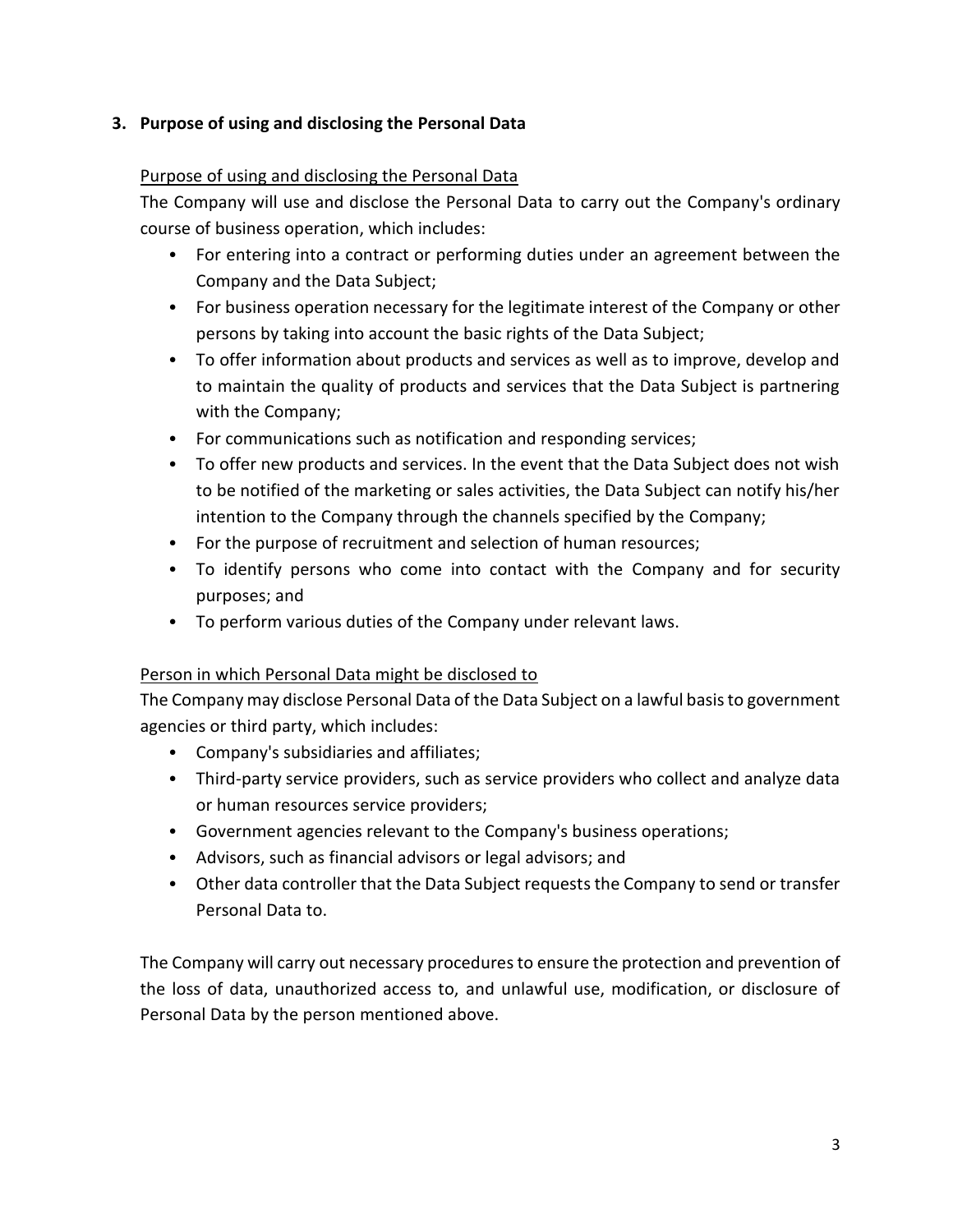## 3. Purpose of using and disclosing the Personal Data

Purpose of using and disclosing the Personal Data

The Company will use and disclose the Personal Data to carry out the Company's ordinary course of business operation, which includes:

- For entering into a contract or performing duties under an agreement between the Company and the Data Subject;
- For business operation necessary for the legitimate interest of the Company or other persons by taking into account the basic rights of the Data Subject;
- To offer information about products and services as well as to improve, develop and to maintain the quality of products and services that the Data Subject is partnering with the Company;
- For communications such as notification and responding services;
- To offer new products and services. In the event that the Data Subject does not wish to be notified of the marketing or sales activities, the Data Subject can notify his/her intention to the Company through the channels specified by the Company;
- For the purpose of recruitment and selection of human resources;
- To identify persons who come into contact with the Company and for security purposes; and
- To perform various duties of the Company under relevant laws.

Person in which Personal Data might be disclosed to

The Company may disclose Personal Data of the Data Subject on a lawful basis to government agencies or third party, which includes:

- Company's subsidiaries and affiliates;
- Third-party service providers, such as service providers who collect and analyze data or human resources service providers;
- Government agencies relevant to the Company's business operations;
- Advisors, such as financial advisors or legal advisors; and
- Other data controller that the Data Subject requests the Company to send or transfer Personal Data to.

The Company will carry out necessary procedures to ensure the protection and prevention of the loss of data, unauthorized access to, and unlawful use, modification, or disclosure of Personal Data by the person mentioned above.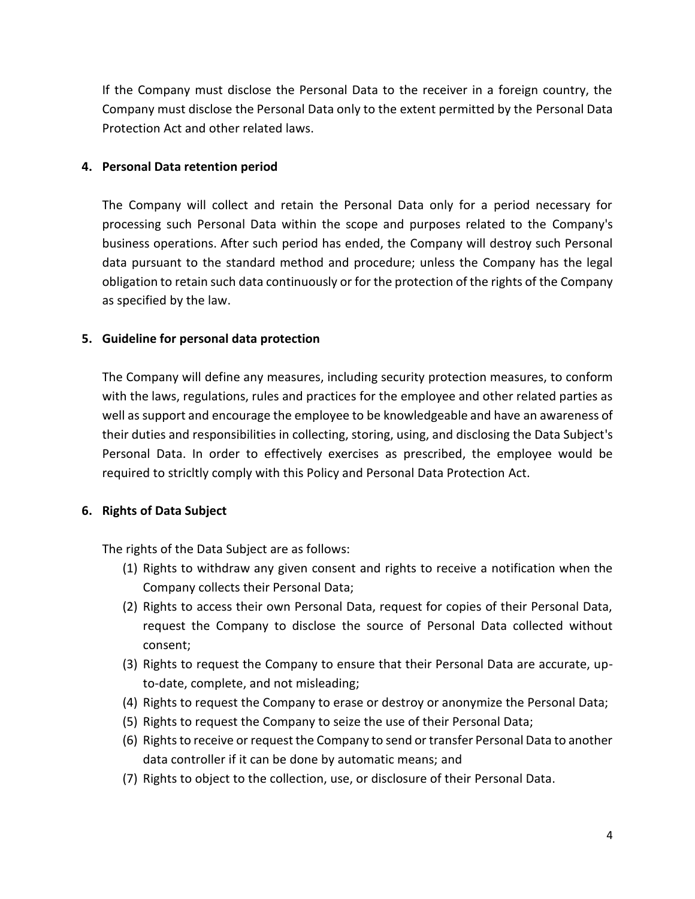If the Company must disclose the Personal Data to the receiver in a foreign country, the Company must disclose the Personal Data only to the extent permitted by the Personal Data Protection Act and other related laws.

## 4. Personal Data retention period

The Company will collect and retain the Personal Data only for a period necessary for processing such Personal Data within the scope and purposes related to the Company's business operations. After such period has ended, the Company will destroy such Personal data pursuant to the standard method and procedure; unless the Company has the legal obligation to retain such data continuously or for the protection of the rights of the Company as specified by the law.

## 5. Guideline for personal data protection

The Company will define any measures, including security protection measures, to conform with the laws, regulations, rules and practices for the employee and other related parties as well as support and encourage the employee to be knowledgeable and have an awareness of their duties and responsibilities in collecting, storing, using, and disclosing the Data Subject's Personal Data. In order to effectively exercises as prescribed, the employee would be required to stricltly comply with this Policy and Personal Data Protection Act.

## 6. Rights of Data Subject

The rights of the Data Subject are as follows:

(1) Rights to withdraw any given consent and rights to receive a notification when the Company collects their Personal Data;

(2) Rights to access their own Personal Data, request for copies of their Personal Data, request the Company to disclose the source of Personal Data collected without consent;

(3) Rights to request the Company to ensure that their Personal Data are accurate, up-to-date, complete, and not misleading;

(4) Rights to request the Company to erase or destroy or anonymize the Personal Data;

(5) Rights to request the Company to seize the use of their Personal Data;

(6) Rights to receive or request the Company to send or transfer Personal Data to another data controller if it can be done by automatic means; and

(7) Rights to object to the collection, use, or disclosure of their Personal Data.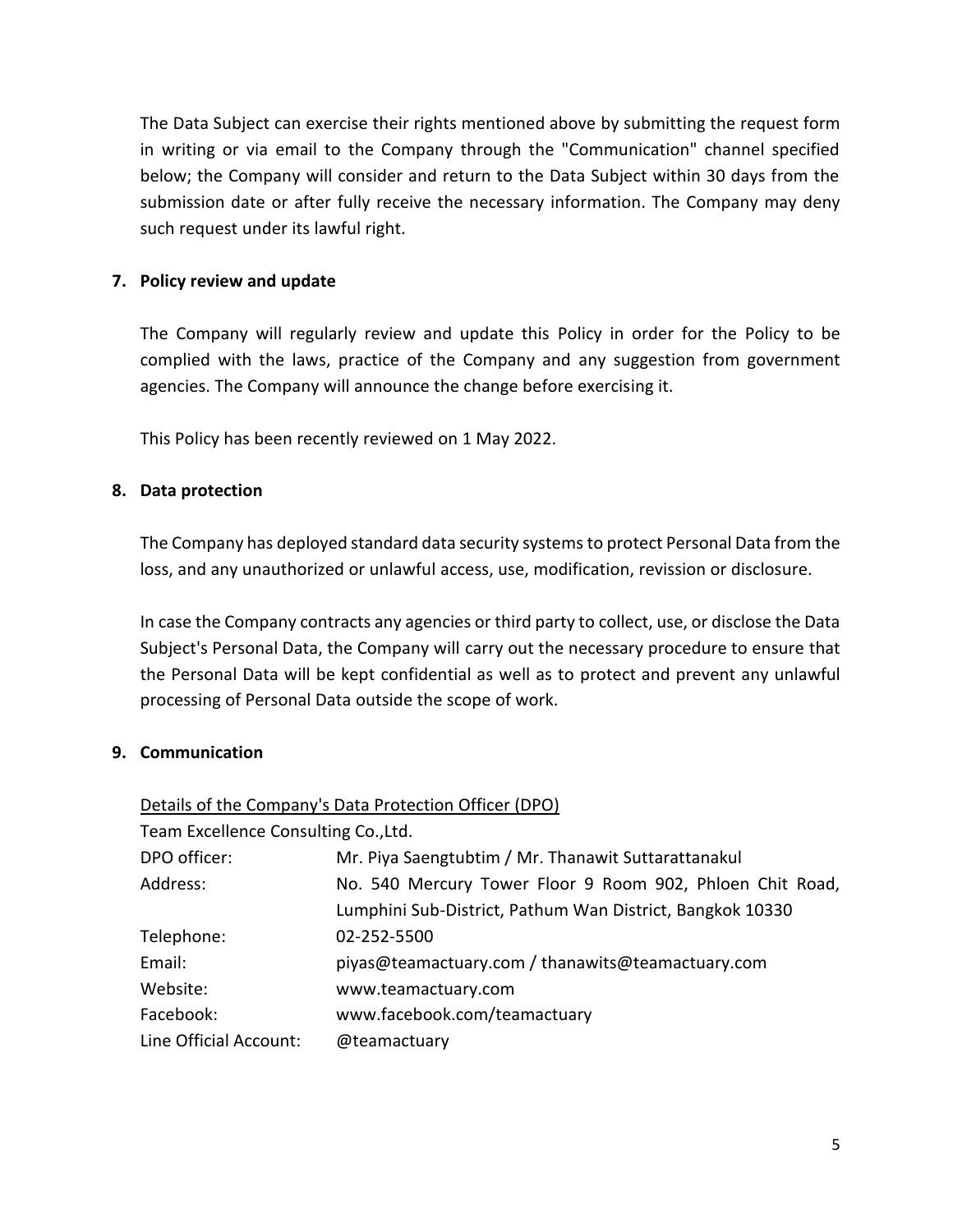The Data Subject can exercise their rights mentioned above by submitting the request form in writing or via email to the Company through the "Communication" channel specified below; the Company will consider and return to the Data Subject within 30 days from the submission date or after fully receive the necessary information. The Company may deny such request under its lawful right.

## 7. Policy review and update

The Company will regularly review and update this Policy in order for the Policy to be complied with the laws, practice of the Company and any suggestion from government agencies. The Company will announce the change before exercising it.

This Policy has been recently reviewed on 1 May 2022.

## 8. Data protection

The Company has deployed standard data security systems to protect Personal Data from the loss, and any unauthorized or unlawful access, use, modification, revission or disclosure.

In case the Company contracts any agencies or third party to collect, use, or disclose the Data Subject's Personal Data, the Company will carry out the necessary procedure to ensure that the Personal Data will be kept confidential as well as to protect and prevent any unlawful processing of Personal Data outside the scope of work.

## 9. Communication

<u>Details of the Company's Data Protection Officer (DPO)</u>

Team Excellence Consulting Co.,Ltd.

| | |
|---|---|
| DPO officer: | Mr. Piya Saengtubtim / Mr. Thanawit Suttarattanakul |
| Address: | No. 540 Mercury Tower Floor 9 Room 902, Phloen Chit Road, Lumphini Sub-District, Pathum Wan District, Bangkok 10330 |
| Telephone: | 02-252-5500 |
| Email: | piyas@teamactuary.com / thanawits@teamactuary.com |
| Website: | www.teamactuary.com |
| Facebook: | www.facebook.com/teamactuary |
| Line Official Account: | @teamactuary |